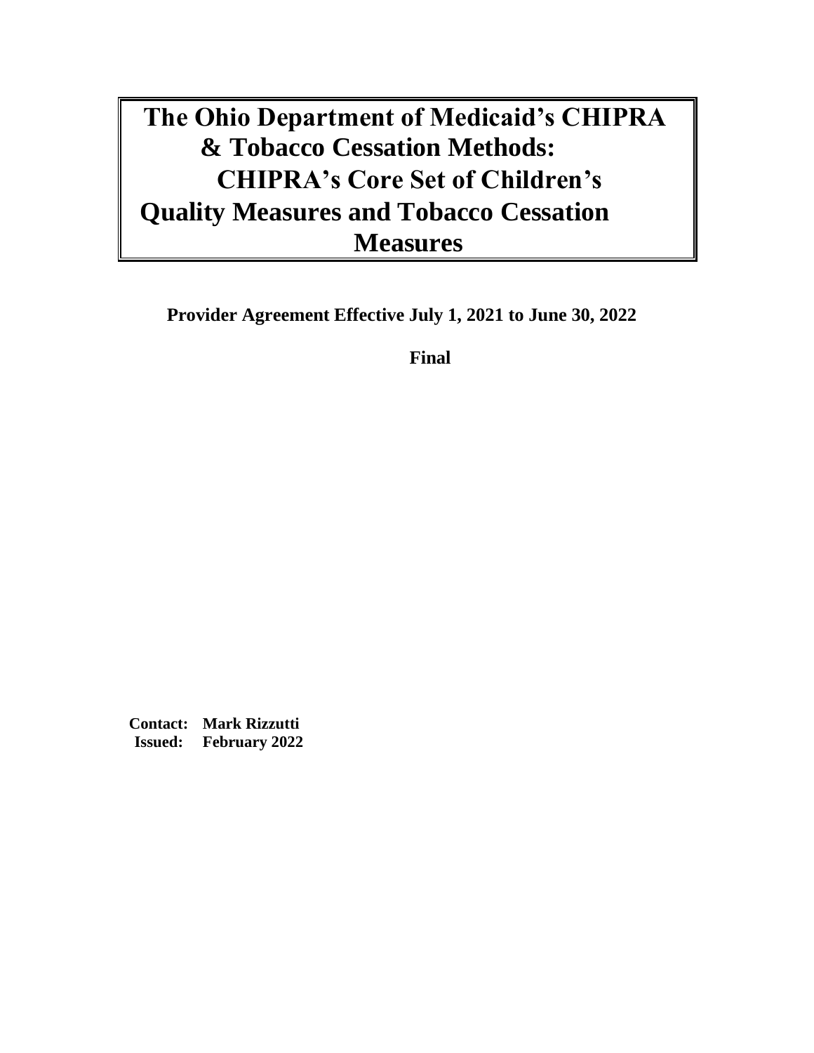# The Ohio Department of Medicaid's CHIPRA & Tobacco Cessation Methods: CHIPRA's Core Set of Children's Quality Measures and Tobacco Cessation Measures

**Provider Agreement Effective July 1, 2021 to June 30, 2022**

**Final**

**Contact:** **Mark Rizzutti**
**Issued:** **February 2022**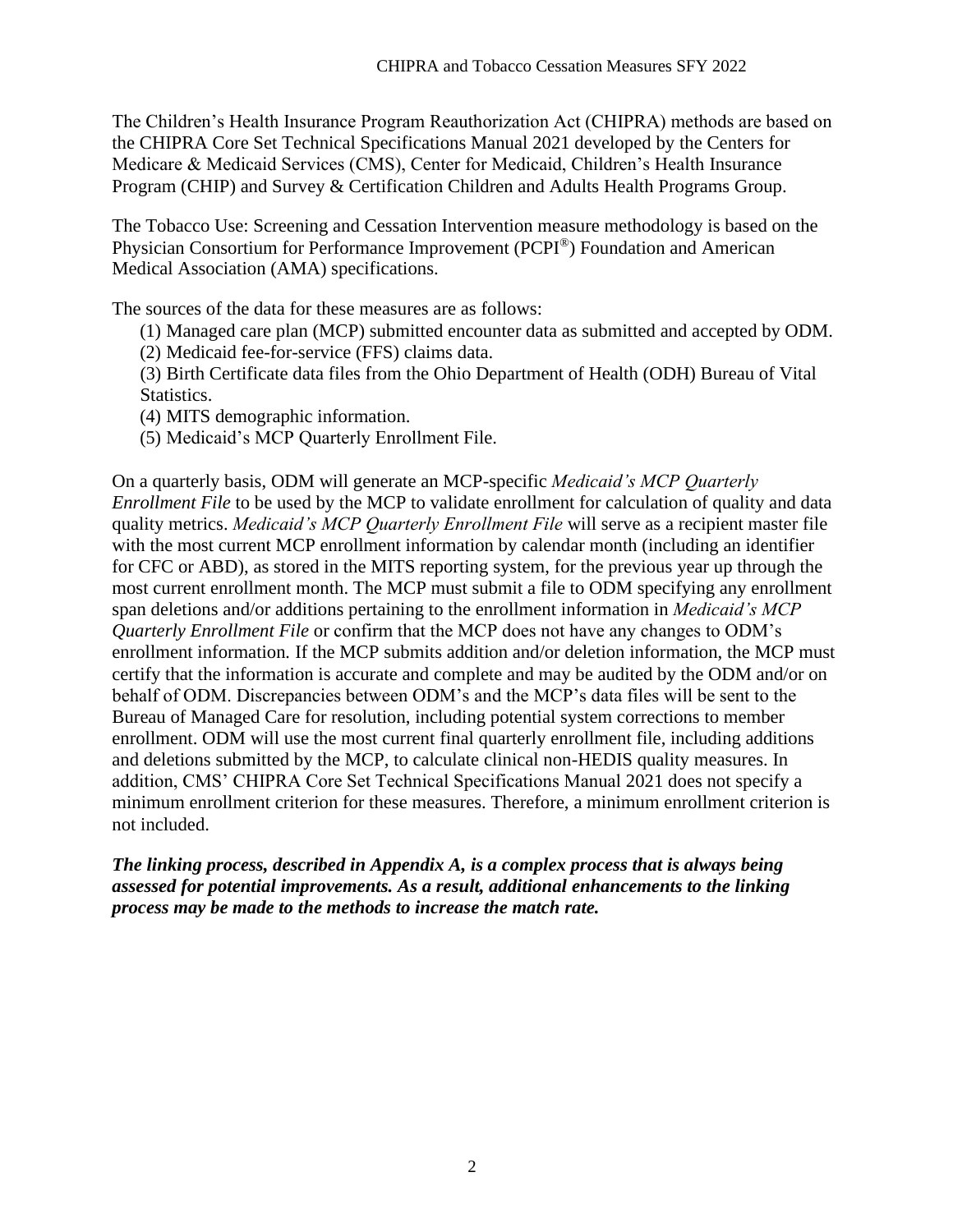The Children's Health Insurance Program Reauthorization Act (CHIPRA) methods are based on the CHIPRA Core Set Technical Specifications Manual 2021 developed by the Centers for Medicare & Medicaid Services (CMS), Center for Medicaid, Children's Health Insurance Program (CHIP) and Survey & Certification Children and Adults Health Programs Group.

The Tobacco Use: Screening and Cessation Intervention measure methodology is based on the Physician Consortium for Performance Improvement (PCPI®) Foundation and American Medical Association (AMA) specifications.

The sources of the data for these measures are as follows:

(1) Managed care plan (MCP) submitted encounter data as submitted and accepted by ODM.
(2) Medicaid fee-for-service (FFS) claims data.
(3) Birth Certificate data files from the Ohio Department of Health (ODH) Bureau of Vital Statistics.
(4) MITS demographic information.
(5) Medicaid's MCP Quarterly Enrollment File.

On a quarterly basis, ODM will generate an MCP-specific *Medicaid's MCP Quarterly Enrollment File* to be used by the MCP to validate enrollment for calculation of quality and data quality metrics. *Medicaid's MCP Quarterly Enrollment File* will serve as a recipient master file with the most current MCP enrollment information by calendar month (including an identifier for CFC or ABD), as stored in the MITS reporting system, for the previous year up through the most current enrollment month. The MCP must submit a file to ODM specifying any enrollment span deletions and/or additions pertaining to the enrollment information in *Medicaid's MCP Quarterly Enrollment File* or confirm that the MCP does not have any changes to ODM's enrollment information. If the MCP submits addition and/or deletion information, the MCP must certify that the information is accurate and complete and may be audited by the ODM and/or on behalf of ODM. Discrepancies between ODM's and the MCP's data files will be sent to the Bureau of Managed Care for resolution, including potential system corrections to member enrollment. ODM will use the most current final quarterly enrollment file, including additions and deletions submitted by the MCP, to calculate clinical non-HEDIS quality measures. In addition, CMS' CHIPRA Core Set Technical Specifications Manual 2021 does not specify a minimum enrollment criterion for these measures. Therefore, a minimum enrollment criterion is not included.

***The linking process, described in Appendix A, is a complex process that is always being assessed for potential improvements. As a result, additional enhancements to the linking process may be made to the methods to increase the match rate.***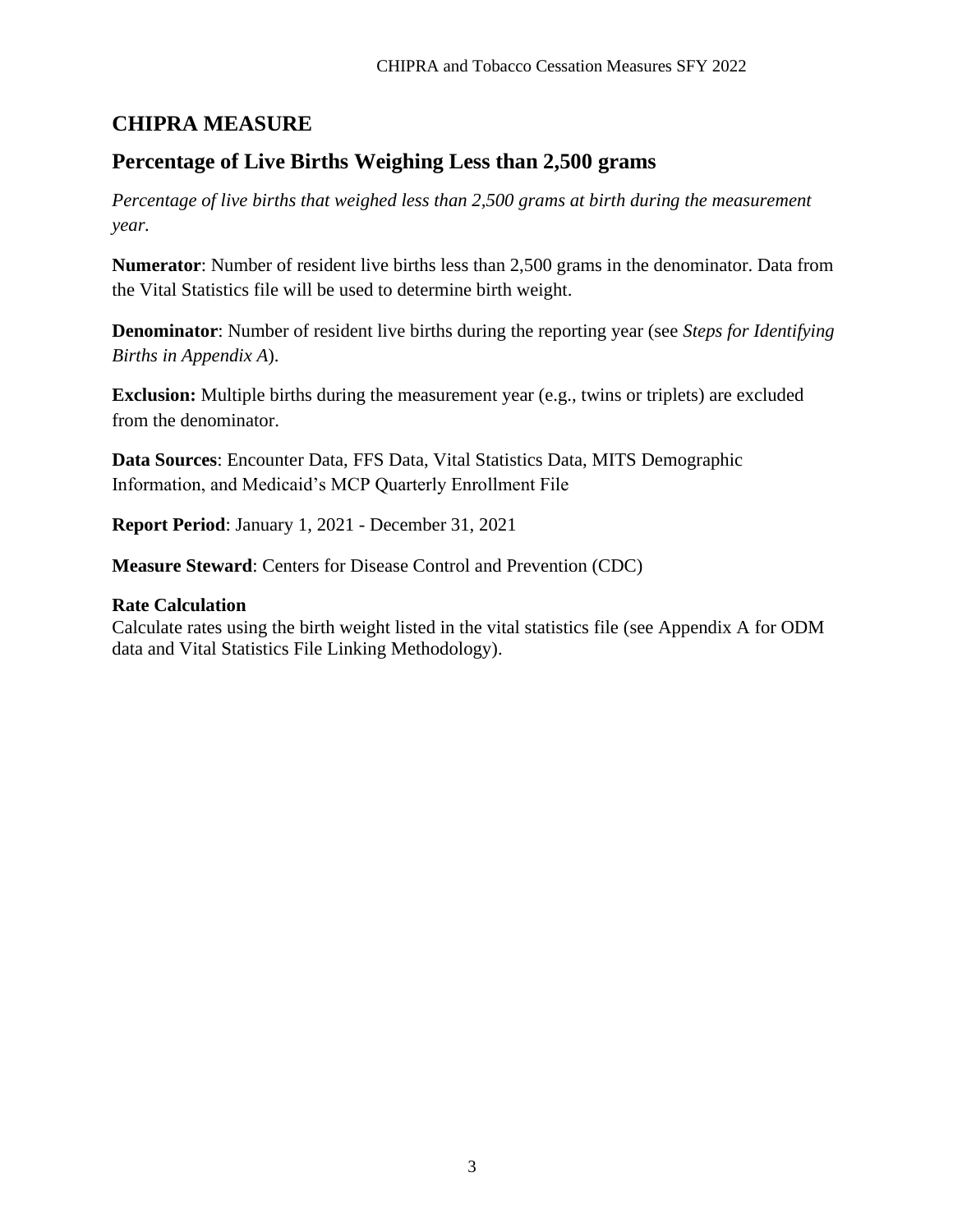## CHIPRA MEASURE

## Percentage of Live Births Weighing Less than 2,500 grams

*Percentage of live births that weighed less than 2,500 grams at birth during the measurement year.*

**Numerator**: Number of resident live births less than 2,500 grams in the denominator. Data from the Vital Statistics file will be used to determine birth weight.

**Denominator**: Number of resident live births during the reporting year (see *Steps for Identifying Births in Appendix A*).

**Exclusion:** Multiple births during the measurement year (e.g., twins or triplets) are excluded from the denominator.

**Data Sources**: Encounter Data, FFS Data, Vital Statistics Data, MITS Demographic Information, and Medicaid's MCP Quarterly Enrollment File

**Report Period**: January 1, 2021 - December 31, 2021

**Measure Steward**: Centers for Disease Control and Prevention (CDC)

**Rate Calculation**

Calculate rates using the birth weight listed in the vital statistics file (see Appendix A for ODM data and Vital Statistics File Linking Methodology).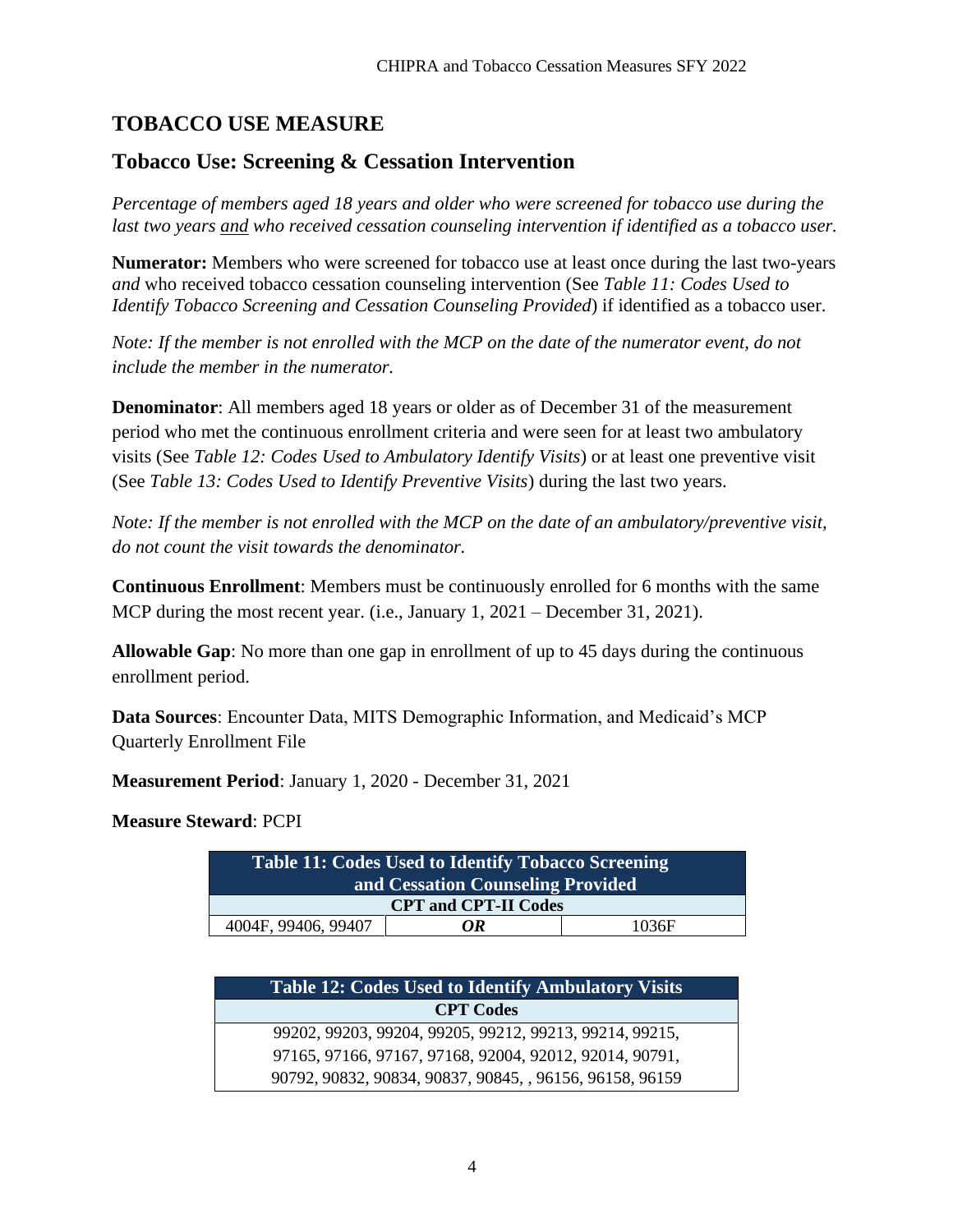# TOBACCO USE MEASURE

## Tobacco Use: Screening & Cessation Intervention

*Percentage of members aged 18 years and older who were screened for tobacco use during the last two years and who received cessation counseling intervention if identified as a tobacco user.*

**Numerator:** Members who were screened for tobacco use at least once during the last two-years *and* who received tobacco cessation counseling intervention (See *Table 11: Codes Used to Identify Tobacco Screening and Cessation Counseling Provided*) if identified as a tobacco user.

*Note: If the member is not enrolled with the MCP on the date of the numerator event, do not include the member in the numerator.*

**Denominator**: All members aged 18 years or older as of December 31 of the measurement period who met the continuous enrollment criteria and were seen for at least two ambulatory visits (See *Table 12: Codes Used to Ambulatory Identify Visits*) or at least one preventive visit (See *Table 13: Codes Used to Identify Preventive Visits*) during the last two years.

*Note: If the member is not enrolled with the MCP on the date of an ambulatory/preventive visit, do not count the visit towards the denominator.*

**Continuous Enrollment**: Members must be continuously enrolled for 6 months with the same MCP during the most recent year. (i.e., January 1, 2021 – December 31, 2021).

**Allowable Gap**: No more than one gap in enrollment of up to 45 days during the continuous enrollment period.

**Data Sources**: Encounter Data, MITS Demographic Information, and Medicaid's MCP Quarterly Enrollment File

**Measurement Period**: January 1, 2020 - December 31, 2021

**Measure Steward**: PCPI

| Table 11: Codes Used to Identify Tobacco Screening and Cessation Counseling Provided | | |
|---|---|---|
| **CPT and CPT-II Codes** | | |
| 4004F, 99406, 99407 | ***OR*** | 1036F |

| Table 12: Codes Used to Identify Ambulatory Visits |
|---|
| **CPT Codes** |
| 99202, 99203, 99204, 99205, 99212, 99213, 99214, 99215, 97165, 97166, 97167, 97168, 92004, 92012, 92014, 90791, 90792, 90832, 90834, 90837, 90845, , 96156, 96158, 96159 |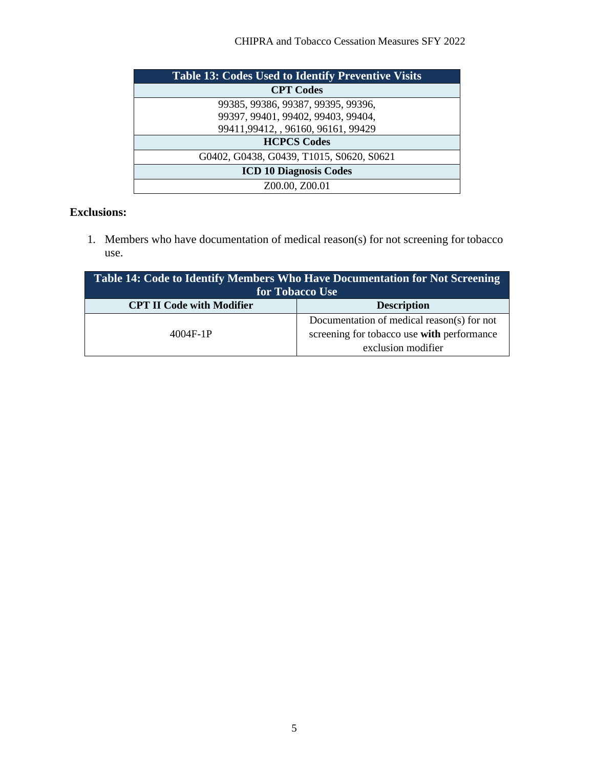| Table 13: Codes Used to Identify Preventive Visits |
|---|
| **CPT Codes** |
| 99385, 99386, 99387, 99395, 99396, 99397, 99401, 99402, 99403, 99404, 99411,99412, , 96160, 96161, 99429 |
| **HCPCS Codes** |
| G0402, G0438, G0439, T1015, S0620, S0621 |
| **ICD 10 Diagnosis Codes** |
| Z00.00, Z00.01 |

**Exclusions:**

1. Members who have documentation of medical reason(s) for not screening for tobacco use.

| Table 14: Code to Identify Members Who Have Documentation for Not Screening for Tobacco Use | |
|---|---|
| **CPT II Code with Modifier** | **Description** |
| 4004F-1P | Documentation of medical reason(s) for not screening for tobacco use **with** performance exclusion modifier |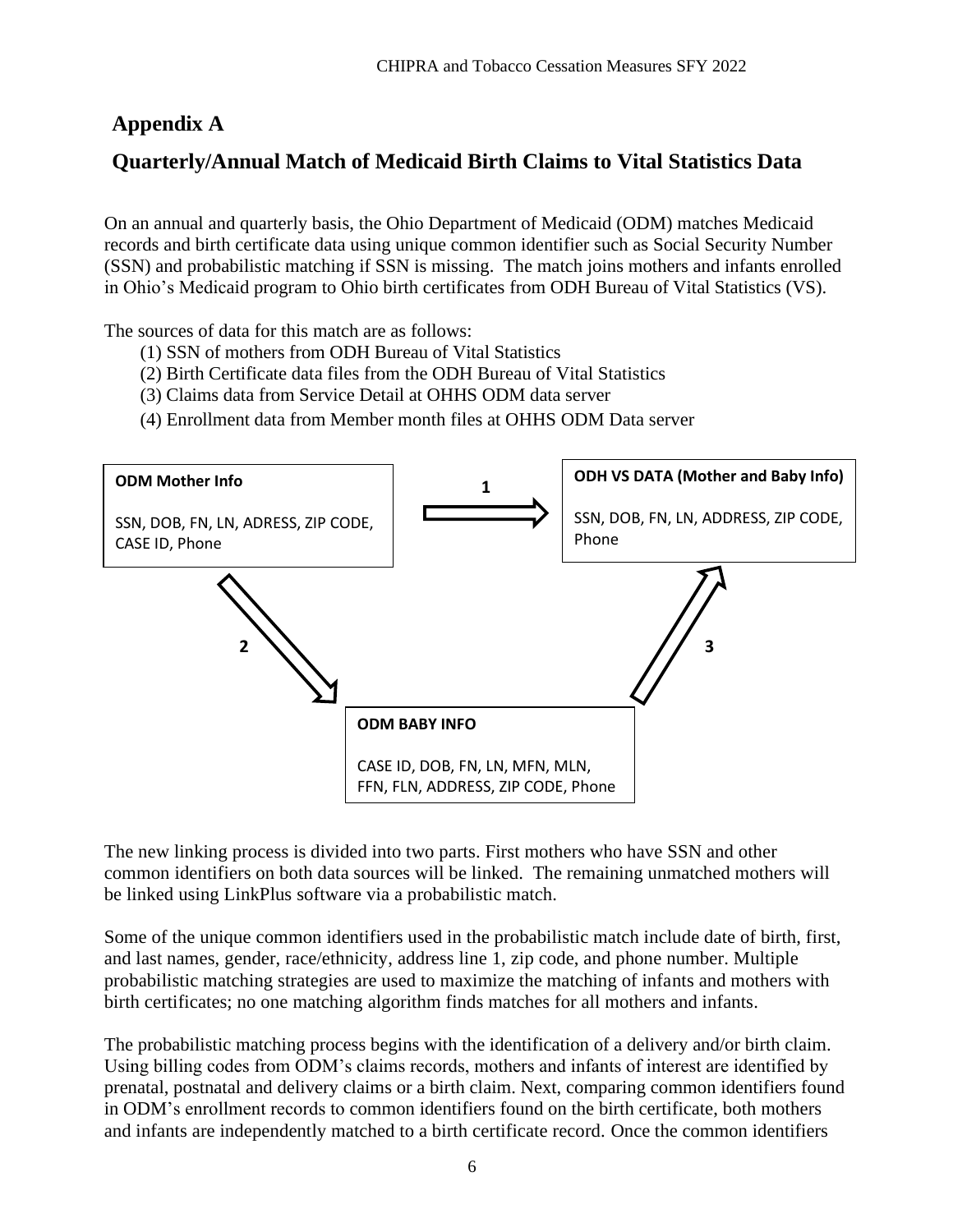## Appendix A

## Quarterly/Annual Match of Medicaid Birth Claims to Vital Statistics Data

On an annual and quarterly basis, the Ohio Department of Medicaid (ODM) matches Medicaid records and birth certificate data using unique common identifier such as Social Security Number (SSN) and probabilistic matching if SSN is missing. The match joins mothers and infants enrolled in Ohio's Medicaid program to Ohio birth certificates from ODH Bureau of Vital Statistics (VS).

The sources of data for this match are as follows:

(1) SSN of mothers from ODH Bureau of Vital Statistics
(2) Birth Certificate data files from the ODH Bureau of Vital Statistics
(3) Claims data from Service Detail at OHHS ODM data server
(4) Enrollment data from Member month files at OHHS ODM Data server

**ODM Mother Info**

SSN, DOB, FN, LN, ADRESS, ZIP CODE, CASE ID, Phone

**1** →

**ODH VS DATA (Mother and Baby Info)**

SSN, DOB, FN, LN, ADDRESS, ZIP CODE, Phone

**2** →

**ODM BABY INFO**

CASE ID, DOB, FN, LN, MFN, MLN, FFN, FLN, ADDRESS, ZIP CODE, Phone

**3** →

The new linking process is divided into two parts. First mothers who have SSN and other common identifiers on both data sources will be linked. The remaining unmatched mothers will be linked using LinkPlus software via a probabilistic match.

Some of the unique common identifiers used in the probabilistic match include date of birth, first, and last names, gender, race/ethnicity, address line 1, zip code, and phone number. Multiple probabilistic matching strategies are used to maximize the matching of infants and mothers with birth certificates; no one matching algorithm finds matches for all mothers and infants.

The probabilistic matching process begins with the identification of a delivery and/or birth claim. Using billing codes from ODM's claims records, mothers and infants of interest are identified by prenatal, postnatal and delivery claims or a birth claim. Next, comparing common identifiers found in ODM's enrollment records to common identifiers found on the birth certificate, both mothers and infants are independently matched to a birth certificate record. Once the common identifiers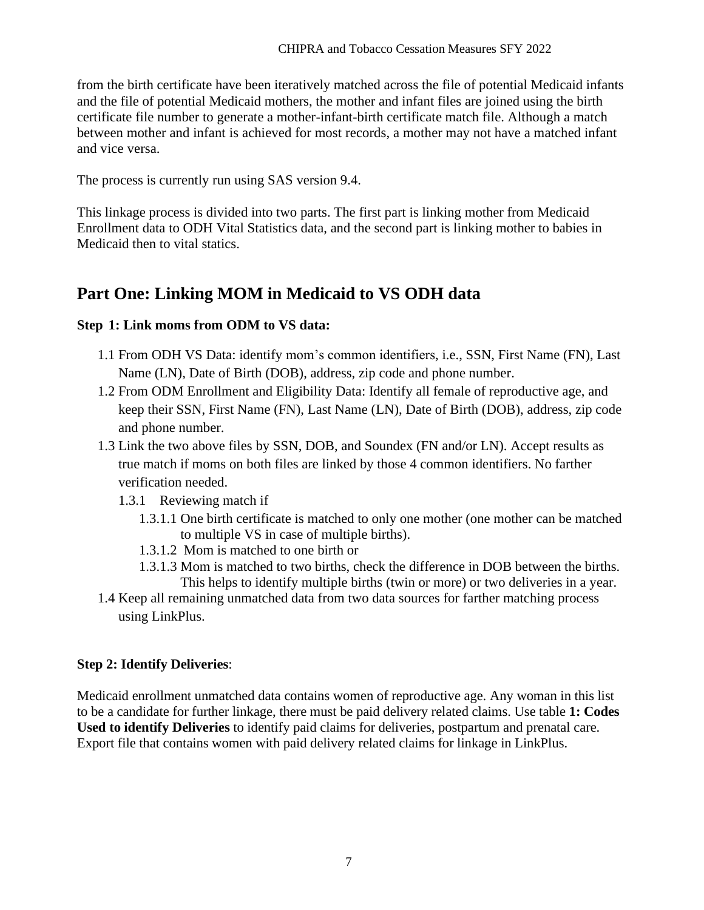from the birth certificate have been iteratively matched across the file of potential Medicaid infants and the file of potential Medicaid mothers, the mother and infant files are joined using the birth certificate file number to generate a mother-infant-birth certificate match file. Although a match between mother and infant is achieved for most records, a mother may not have a matched infant and vice versa.

The process is currently run using SAS version 9.4.

This linkage process is divided into two parts. The first part is linking mother from Medicaid Enrollment data to ODH Vital Statistics data, and the second part is linking mother to babies in Medicaid then to vital statics.

## Part One: Linking MOM in Medicaid to VS ODH data

**Step 1: Link moms from ODM to VS data:**

- 1.1 From ODH VS Data: identify mom's common identifiers, i.e., SSN, First Name (FN), Last Name (LN), Date of Birth (DOB), address, zip code and phone number.
- 1.2 From ODM Enrollment and Eligibility Data: Identify all female of reproductive age, and keep their SSN, First Name (FN), Last Name (LN), Date of Birth (DOB), address, zip code and phone number.
- 1.3 Link the two above files by SSN, DOB, and Soundex (FN and/or LN). Accept results as true match if moms on both files are linked by those 4 common identifiers. No farther verification needed.
  - 1.3.1 Reviewing match if
    - 1.3.1.1 One birth certificate is matched to only one mother (one mother can be matched to multiple VS in case of multiple births).
    - 1.3.1.2 Mom is matched to one birth or
    - 1.3.1.3 Mom is matched to two births, check the difference in DOB between the births. This helps to identify multiple births (twin or more) or two deliveries in a year.
- 1.4 Keep all remaining unmatched data from two data sources for farther matching process using LinkPlus.

**Step 2: Identify Deliveries**:

Medicaid enrollment unmatched data contains women of reproductive age. Any woman in this list to be a candidate for further linkage, there must be paid delivery related claims. Use table **1: Codes Used to identify Deliveries** to identify paid claims for deliveries, postpartum and prenatal care. Export file that contains women with paid delivery related claims for linkage in LinkPlus.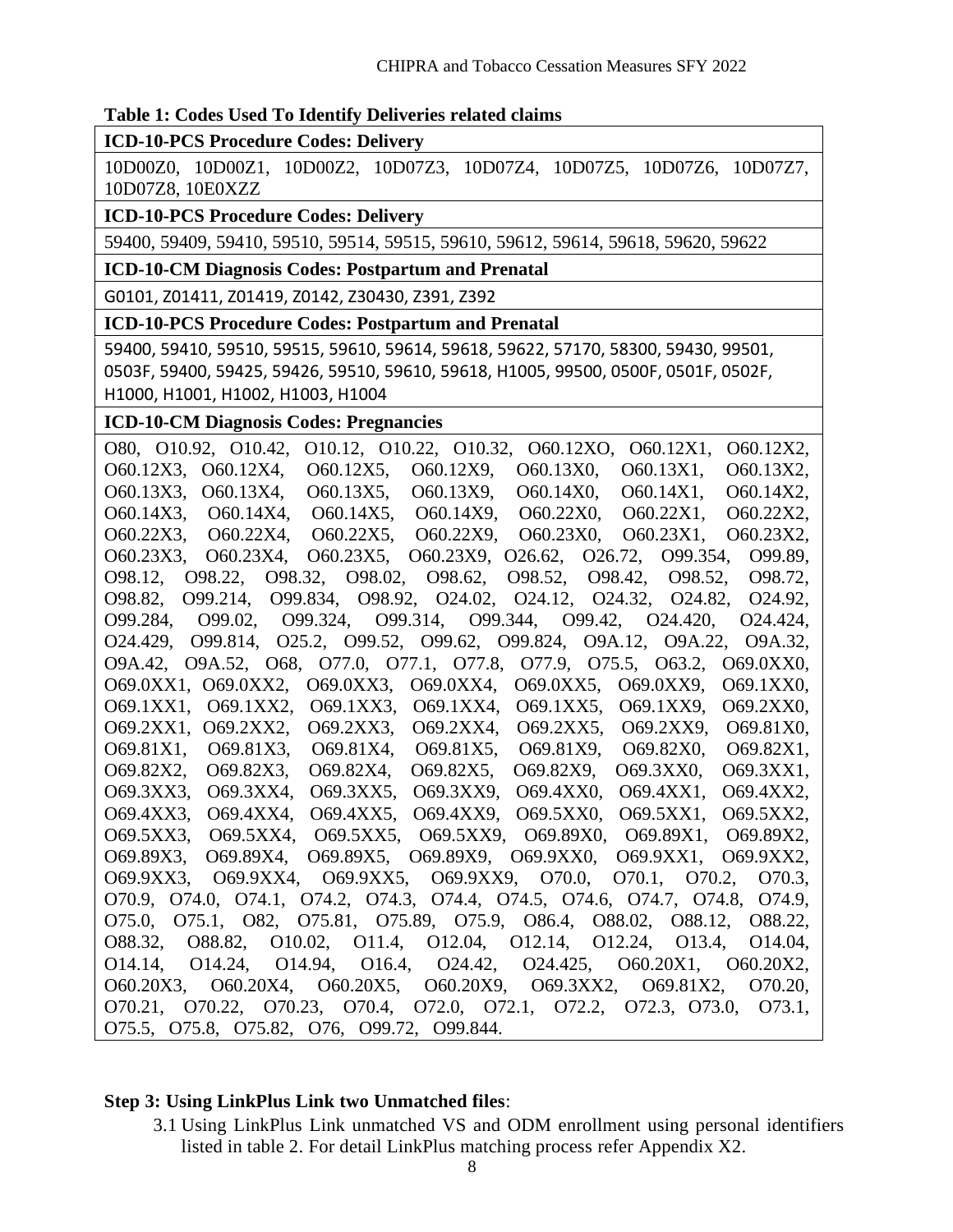**Table 1: Codes Used To Identify Deliveries related claims**

| **ICD-10-PCS Procedure Codes: Delivery** |
|---|
| 10D00Z0, 10D00Z1, 10D00Z2, 10D07Z3, 10D07Z4, 10D07Z5, 10D07Z6, 10D07Z7, 10D07Z8, 10E0XZZ |
| **ICD-10-PCS Procedure Codes: Delivery** |
| 59400, 59409, 59410, 59510, 59514, 59515, 59610, 59612, 59614, 59618, 59620, 59622 |
| **ICD-10-CM Diagnosis Codes: Postpartum and Prenatal** |
| G0101, Z01411, Z01419, Z0142, Z30430, Z391, Z392 |
| **ICD-10-PCS Procedure Codes: Postpartum and Prenatal** |
| 59400, 59410, 59510, 59515, 59610, 59614, 59618, 59622, 57170, 58300, 59430, 99501, 0503F, 59400, 59425, 59426, 59510, 59610, 59618, H1005, 99500, 0500F, 0501F, 0502F, H1000, H1001, H1002, H1003, H1004 |
| **ICD-10-CM Diagnosis Codes: Pregnancies** |
| O80, O10.92, O10.42, O10.12, O10.22, O10.32, O60.12XO, O60.12X1, O60.12X2, O60.12X3, O60.12X4, O60.12X5, O60.12X9, O60.13X0, O60.13X1, O60.13X2, O60.13X3, O60.13X4, O60.13X5, O60.13X9, O60.14X0, O60.14X1, O60.14X2, O60.14X3, O60.14X4, O60.14X5, O60.14X9, O60.22X0, O60.22X1, O60.22X2, O60.22X3, O60.22X4, O60.22X5, O60.22X9, O60.23X0, O60.23X1, O60.23X2, O60.23X3, O60.23X4, O60.23X5, O60.23X9, O26.62, O26.72, O99.354, O99.89, O98.12, O98.22, O98.32, O98.02, O98.62, O98.52, O98.42, O98.52, O98.72, O98.82, O99.214, O99.834, O98.92, O24.02, O24.12, O24.32, O24.82, O24.92, O99.284, O99.02, O99.324, O99.314, O99.344, O99.42, O24.420, O24.424, O24.429, O99.814, O25.2, O99.52, O99.62, O99.824, O9A.12, O9A.22, O9A.32, O9A.42, O9A.52, O68, O77.0, O77.1, O77.8, O77.9, O75.5, O63.2, O69.0XX0, O69.0XX1, O69.0XX2, O69.0XX3, O69.0XX4, O69.0XX5, O69.0XX9, O69.1XX0, O69.1XX1, O69.1XX2, O69.1XX3, O69.1XX4, O69.1XX5, O69.1XX9, O69.2XX0, O69.2XX1, O69.2XX2, O69.2XX3, O69.2XX4, O69.2XX5, O69.2XX9, O69.81X0, O69.81X1, O69.81X3, O69.81X4, O69.81X5, O69.81X9, O69.82X0, O69.82X1, O69.82X2, O69.82X3, O69.82X4, O69.82X5, O69.82X9, O69.3XX0, O69.3XX1, O69.3XX3, O69.3XX4, O69.3XX5, O69.3XX9, O69.4XX0, O69.4XX1, O69.4XX2, O69.4XX3, O69.4XX4, O69.4XX5, O69.4XX9, O69.5XX0, O69.5XX1, O69.5XX2, O69.5XX3, O69.5XX4, O69.5XX5, O69.5XX9, O69.89X0, O69.89X1, O69.89X2, O69.89X3, O69.89X4, O69.89X5, O69.89X9, O69.9XX0, O69.9XX1, O69.9XX2, O69.9XX3, O69.9XX4, O69.9XX5, O69.9XX9, O70.0, O70.1, O70.2, O70.3, O70.9, O74.0, O74.1, O74.2, O74.3, O74.4, O74.5, O74.6, O74.7, O74.8, O74.9, O75.0, O75.1, O82, O75.81, O75.89, O75.9, O86.4, O88.02, O88.12, O88.22, O88.32, O88.82, O10.02, O11.4, O12.04, O12.14, O12.24, O13.4, O14.04, O14.14, O14.24, O14.94, O16.4, O24.42, O24.425, O60.20X1, O60.20X2, O60.20X3, O60.20X4, O60.20X5, O60.20X9, O69.3XX2, O69.81X2, O70.20, O70.21, O70.22, O70.23, O70.4, O72.0, O72.1, O72.2, O72.3, O73.0, O73.1, O75.5, O75.8, O75.82, O76, O99.72, O99.844. |

**Step 3: Using LinkPlus Link two Unmatched files**:

3.1 Using LinkPlus Link unmatched VS and ODM enrollment using personal identifiers listed in table 2. For detail LinkPlus matching process refer Appendix X2.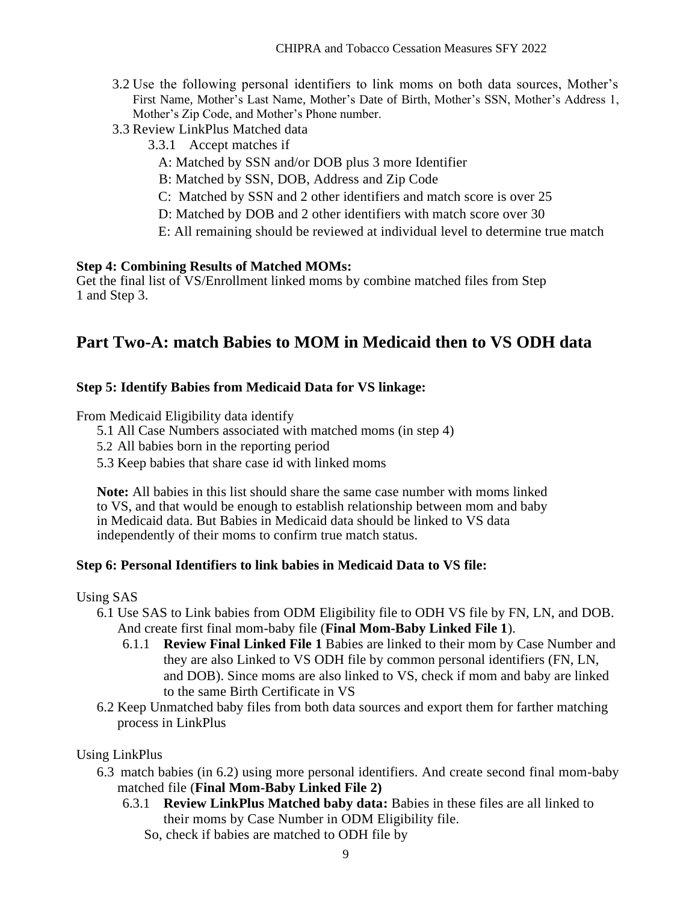3.2 Use the following personal identifiers to link moms on both data sources, Mother's First Name, Mother's Last Name, Mother's Date of Birth, Mother's SSN, Mother's Address 1, Mother's Zip Code, and Mother's Phone number.

3.3 Review LinkPlus Matched data

3.3.1 Accept matches if

A: Matched by SSN and/or DOB plus 3 more Identifier

B: Matched by SSN, DOB, Address and Zip Code

C: Matched by SSN and 2 other identifiers and match score is over 25

D: Matched by DOB and 2 other identifiers with match score over 30

E: All remaining should be reviewed at individual level to determine true match

**Step 4: Combining Results of Matched MOMs:**

Get the final list of VS/Enrollment linked moms by combine matched files from Step 1 and Step 3.

## Part Two-A: match Babies to MOM in Medicaid then to VS ODH data

**Step 5: Identify Babies from Medicaid Data for VS linkage:**

From Medicaid Eligibility data identify

5.1 All Case Numbers associated with matched moms (in step 4)

5.2 All babies born in the reporting period

5.3 Keep babies that share case id with linked moms

**Note:** All babies in this list should share the same case number with moms linked to VS, and that would be enough to establish relationship between mom and baby in Medicaid data. But Babies in Medicaid data should be linked to VS data independently of their moms to confirm true match status.

**Step 6: Personal Identifiers to link babies in Medicaid Data to VS file:**

Using SAS

6.1 Use SAS to Link babies from ODM Eligibility file to ODH VS file by FN, LN, and DOB. And create first final mom-baby file (**Final Mom-Baby Linked File 1**).

6.1.1 **Review Final Linked File 1** Babies are linked to their mom by Case Number and they are also Linked to VS ODH file by common personal identifiers (FN, LN, and DOB). Since moms are also linked to VS, check if mom and baby are linked to the same Birth Certificate in VS

6.2 Keep Unmatched baby files from both data sources and export them for farther matching process in LinkPlus

Using LinkPlus

6.3 match babies (in 6.2) using more personal identifiers. And create second final mom-baby matched file (**Final Mom-Baby Linked File 2)**

6.3.1 **Review LinkPlus Matched baby data:** Babies in these files are all linked to their moms by Case Number in ODM Eligibility file.

So, check if babies are matched to ODH file by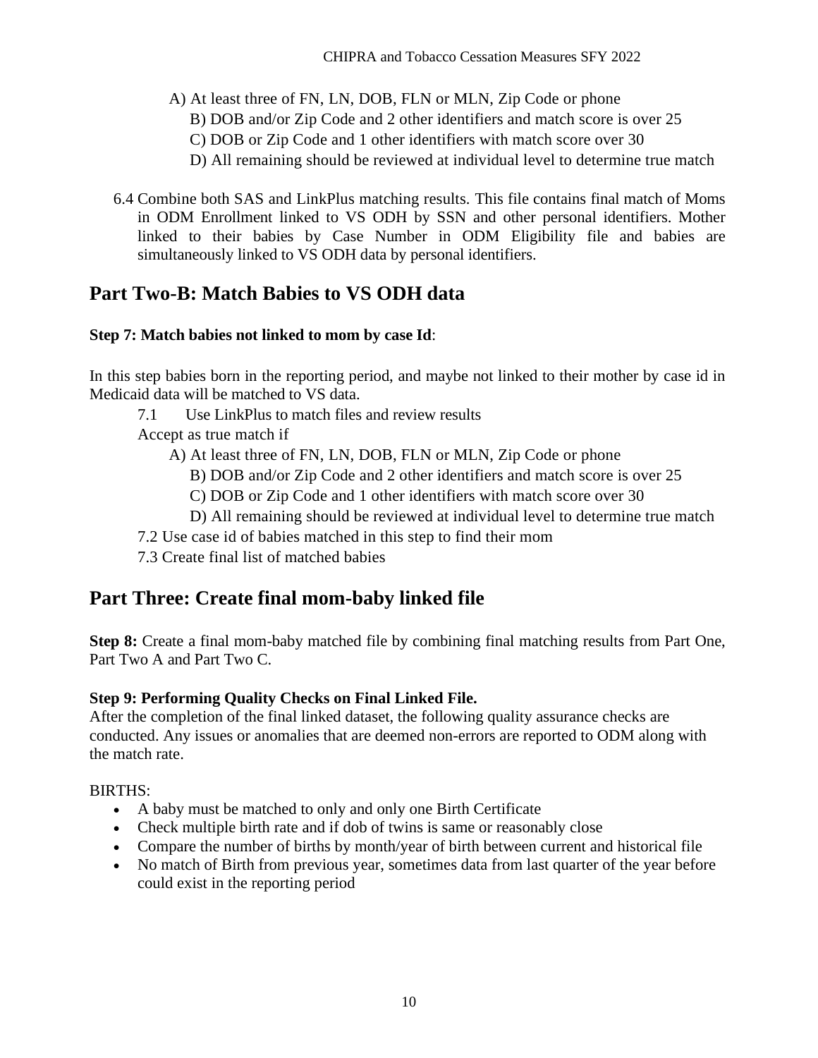A) At least three of FN, LN, DOB, FLN or MLN, Zip Code or phone
   B) DOB and/or Zip Code and 2 other identifiers and match score is over 25
   C) DOB or Zip Code and 1 other identifiers with match score over 30
   D) All remaining should be reviewed at individual level to determine true match

6.4 Combine both SAS and LinkPlus matching results. This file contains final match of Moms in ODM Enrollment linked to VS ODH by SSN and other personal identifiers. Mother linked to their babies by Case Number in ODM Eligibility file and babies are simultaneously linked to VS ODH data by personal identifiers.

## Part Two-B: Match Babies to VS ODH data

**Step 7: Match babies not linked to mom by case Id**:

In this step babies born in the reporting period, and maybe not linked to their mother by case id in Medicaid data will be matched to VS data.

7.1 Use LinkPlus to match files and review results

Accept as true match if

A) At least three of FN, LN, DOB, FLN or MLN, Zip Code or phone
   B) DOB and/or Zip Code and 2 other identifiers and match score is over 25
   C) DOB or Zip Code and 1 other identifiers with match score over 30
   D) All remaining should be reviewed at individual level to determine true match

7.2 Use case id of babies matched in this step to find their mom

7.3 Create final list of matched babies

## Part Three: Create final mom-baby linked file

**Step 8:** Create a final mom-baby matched file by combining final matching results from Part One, Part Two A and Part Two C.

**Step 9: Performing Quality Checks on Final Linked File.**
After the completion of the final linked dataset, the following quality assurance checks are conducted. Any issues or anomalies that are deemed non-errors are reported to ODM along with the match rate.

BIRTHS:

- A baby must be matched to only and only one Birth Certificate
- Check multiple birth rate and if dob of twins is same or reasonably close
- Compare the number of births by month/year of birth between current and historical file
- No match of Birth from previous year, sometimes data from last quarter of the year before could exist in the reporting period